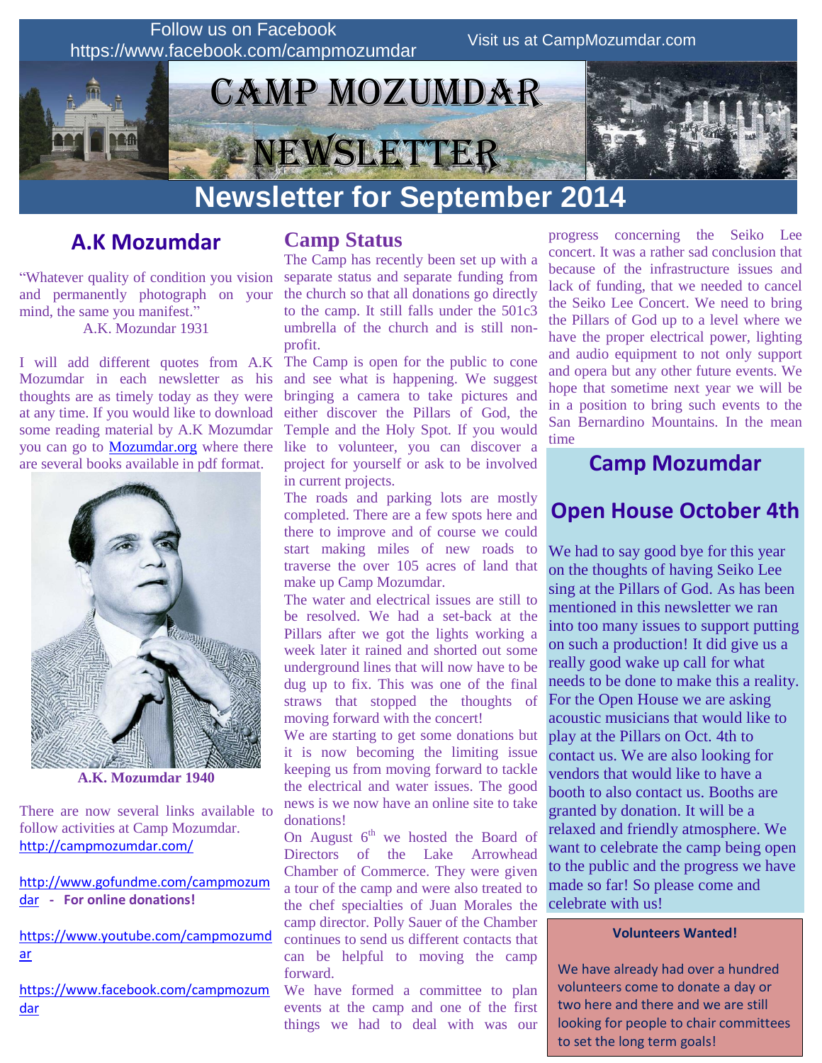Follow us on Facebook
https://www.facebook.com/campmozumdar

Visit us at CampMozumdar.com

# Camp Mozumdar Newsletter

# Newsletter for September 2014

## A.K Mozumdar

"Whatever quality of condition you vision and permanently photograph on your mind, the same you manifest."
A.K. Mozundar 1931

I will add different quotes from A.K Mozumdar in each newsletter as his thoughts are as timely today as they were at any time. If you would like to download some reading material by A.K Mozumdar you can go to [Mozumdar.org](Mozumdar.org) where there are several books available in pdf format.

**A.K. Mozumdar 1940**

There are now several links available to follow activities at Camp Mozumdar.
http://campmozumdar.com/

http://www.gofundme.com/campmozumdar - **For online donations!**

https://www.youtube.com/campmozumdar

https://www.facebook.com/campmozumdar

## Camp Status

The Camp has recently been set up with a separate status and separate funding from the church so that all donations go directly to the camp. It still falls under the 501c3 umbrella of the church and is still non-profit.

The Camp is open for the public to cone and see what is happening. We suggest bringing a camera to take pictures and either discover the Pillars of God, the Temple and the Holy Spot. If you would like to volunteer, you can discover a project for yourself or ask to be involved in current projects.

The roads and parking lots are mostly completed. There are a few spots here and there to improve and of course we could start making miles of new roads to traverse the over 105 acres of land that make up Camp Mozumdar.

The water and electrical issues are still to be resolved. We had a set-back at the Pillars after we got the lights working a week later it rained and shorted out some underground lines that will now have to be dug up to fix. This was one of the final straws that stopped the thoughts of moving forward with the concert!

We are starting to get some donations but it is now becoming the limiting issue keeping us from moving forward to tackle the electrical and water issues. The good news is we now have an online site to take donations!

On August 6th we hosted the Board of Directors of the Lake Arrowhead Chamber of Commerce. They were given a tour of the camp and were also treated to the chef specialties of Juan Morales the camp director. Polly Sauer of the Chamber continues to send us different contacts that can be helpful to moving the camp forward.

We have formed a committee to plan events at the camp and one of the first things we had to deal with was our progress concerning the Seiko Lee concert. It was a rather sad conclusion that because of the infrastructure issues and lack of funding, that we needed to cancel the Seiko Lee Concert. We need to bring the Pillars of God up to a level where we have the proper electrical power, lighting and audio equipment to not only support and opera but any other future events. We hope that sometime next year we will be in a position to bring such events to the San Bernardino Mountains. In the mean time

## Camp Mozumdar

## Open House October 4th

We had to say good bye for this year on the thoughts of having Seiko Lee sing at the Pillars of God. As has been mentioned in this newsletter we ran into too many issues to support putting on such a production! It did give us a really good wake up call for what needs to be done to make this a reality. For the Open House we are asking acoustic musicians that would like to play at the Pillars on Oct. 4th to contact us. We are also looking for vendors that would like to have a booth to also contact us. Booths are granted by donation. It will be a relaxed and friendly atmosphere. We want to celebrate the camp being open to the public and the progress we have made so far! So please come and celebrate with us!

**Volunteers Wanted!**

We have already had over a hundred volunteers come to donate a day or two here and there and we are still looking for people to chair committees to set the long term goals!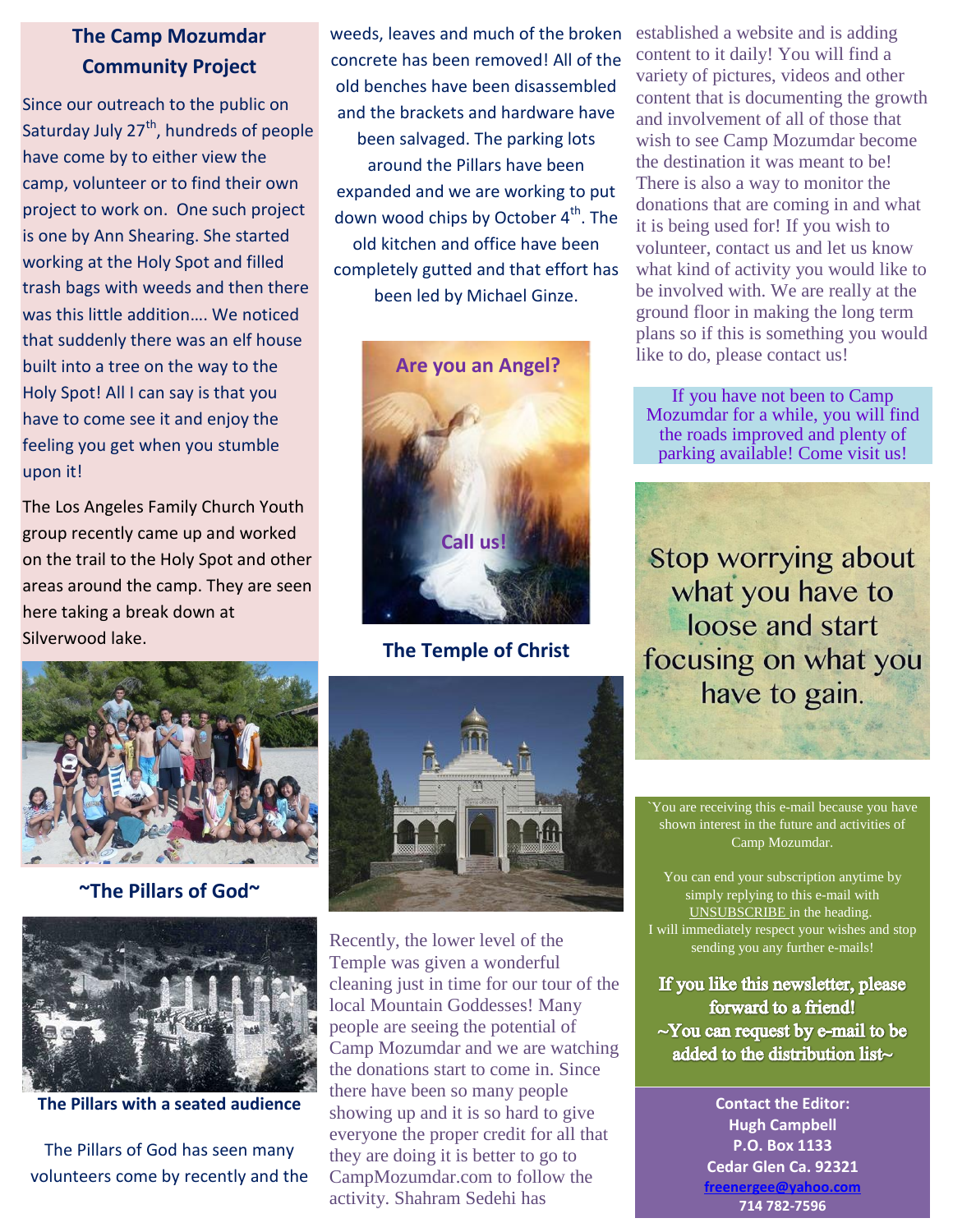## The Camp Mozumdar Community Project

Since our outreach to the public on Saturday July 27th, hundreds of people have come by to either view the camp, volunteer or to find their own project to work on. One such project is one by Ann Shearing. She started working at the Holy Spot and filled trash bags with weeds and then there was this little addition…. We noticed that suddenly there was an elf house built into a tree on the way to the Holy Spot! All I can say is that you have to come see it and enjoy the feeling you get when you stumble upon it!

The Los Angeles Family Church Youth group recently came up and worked on the trail to the Holy Spot and other areas around the camp. They are seen here taking a break down at Silverwood lake.

### ~The Pillars of God~

The Pillars with a seated audience

The Pillars of God has seen many volunteers come by recently and the weeds, leaves and much of the broken concrete has been removed! All of the old benches have been disassembled and the brackets and hardware have been salvaged. The parking lots around the Pillars have been expanded and we are working to put down wood chips by October 4th. The old kitchen and office have been completely gutted and that effort has been led by Michael Ginze.

Are you an Angel?

Call us!

### The Temple of Christ

Recently, the lower level of the Temple was given a wonderful cleaning just in time for our tour of the local Mountain Goddesses! Many people are seeing the potential of Camp Mozumdar and we are watching the donations start to come in. Since there have been so many people showing up and it is so hard to give everyone the proper credit for all that they are doing it is better to go to CampMozumdar.com to follow the activity. Shahram Sedehi has established a website and is adding content to it daily! You will find a variety of pictures, videos and other content that is documenting the growth and involvement of all of those that wish to see Camp Mozumdar become the destination it was meant to be! There is also a way to monitor the donations that are coming in and what it is being used for! If you wish to volunteer, contact us and let us know what kind of activity you would like to be involved with. We are really at the ground floor in making the long term plans so if this is something you would like to do, please contact us!

If you have not been to Camp Mozumdar for a while, you will find the roads improved and plenty of parking available! Come visit us!

Stop worrying about what you have to loose and start focusing on what you have to gain.

`You are receiving this e-mail because you have shown interest in the future and activities of Camp Mozumdar.

You can end your subscription anytime by simply replying to this e-mail with UNSUBSCRIBE in the heading. I will immediately respect your wishes and stop sending you any further e-mails!

**If you like this newsletter, please forward to a friend!**
**~You can request by e-mail to be added to the distribution list~**

**Contact the Editor:**
**Hugh Campbell**
**P.O. Box 1133**
**Cedar Glen Ca. 92321**
**freenergee@yahoo.com**
**714 782-7596**